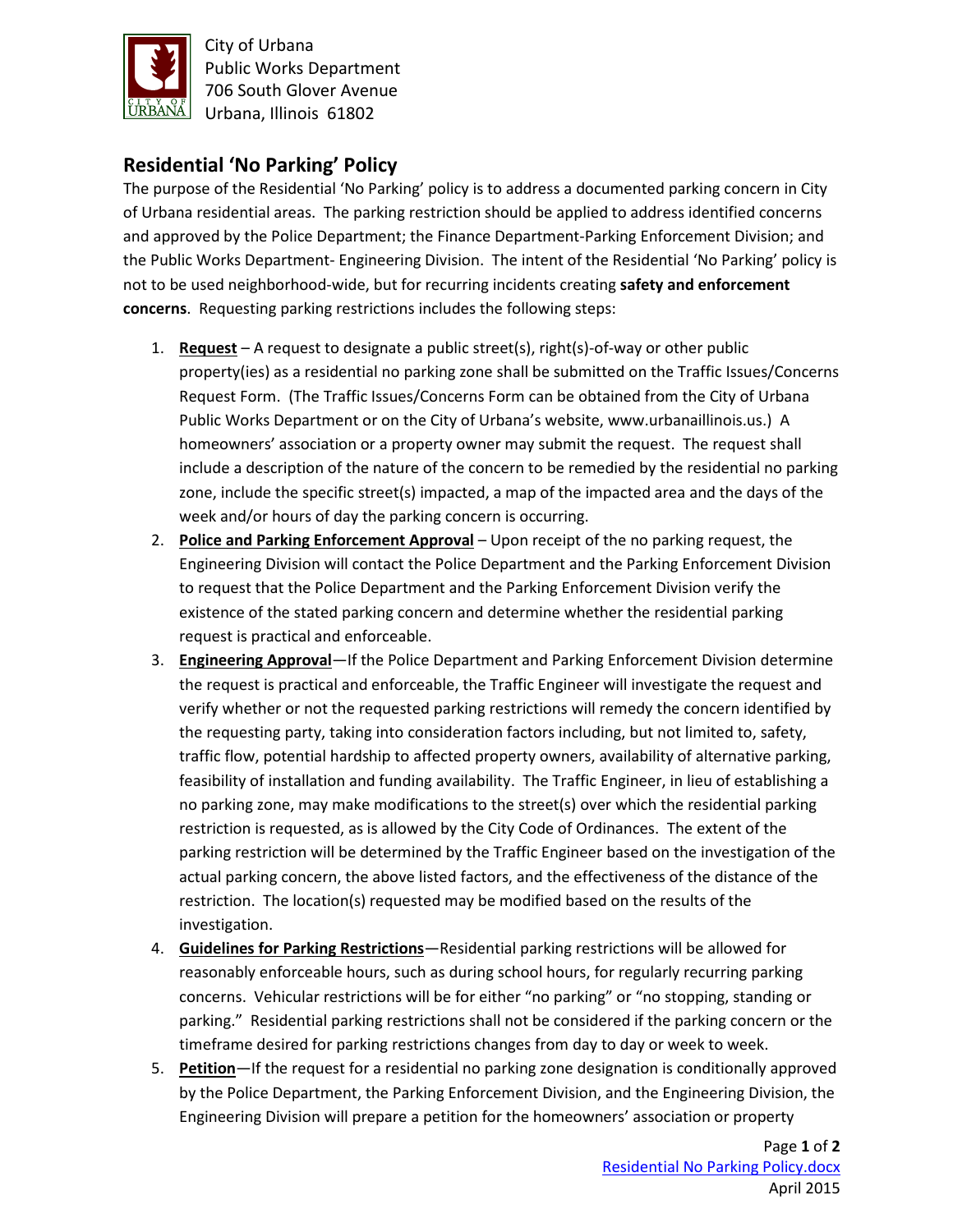City of Urbana
Public Works Department
706 South Glover Avenue
Urbana, Illinois 61802

## Residential 'No Parking' Policy

The purpose of the Residential 'No Parking' policy is to address a documented parking concern in City of Urbana residential areas. The parking restriction should be applied to address identified concerns and approved by the Police Department; the Finance Department-Parking Enforcement Division; and the Public Works Department- Engineering Division. The intent of the Residential 'No Parking' policy is not to be used neighborhood-wide, but for recurring incidents creating **safety and enforcement concerns**. Requesting parking restrictions includes the following steps:

1. **Request** – A request to designate a public street(s), right(s)-of-way or other public property(ies) as a residential no parking zone shall be submitted on the Traffic Issues/Concerns Request Form. (The Traffic Issues/Concerns Form can be obtained from the City of Urbana Public Works Department or on the City of Urbana's website, www.urbanaillinois.us.) A homeowners' association or a property owner may submit the request. The request shall include a description of the nature of the concern to be remedied by the residential no parking zone, include the specific street(s) impacted, a map of the impacted area and the days of the week and/or hours of day the parking concern is occurring.
2. **Police and Parking Enforcement Approval** – Upon receipt of the no parking request, the Engineering Division will contact the Police Department and the Parking Enforcement Division to request that the Police Department and the Parking Enforcement Division verify the existence of the stated parking concern and determine whether the residential parking request is practical and enforceable.
3. **Engineering Approval**—If the Police Department and Parking Enforcement Division determine the request is practical and enforceable, the Traffic Engineer will investigate the request and verify whether or not the requested parking restrictions will remedy the concern identified by the requesting party, taking into consideration factors including, but not limited to, safety, traffic flow, potential hardship to affected property owners, availability of alternative parking, feasibility of installation and funding availability. The Traffic Engineer, in lieu of establishing a no parking zone, may make modifications to the street(s) over which the residential parking restriction is requested, as is allowed by the City Code of Ordinances. The extent of the parking restriction will be determined by the Traffic Engineer based on the investigation of the actual parking concern, the above listed factors, and the effectiveness of the distance of the restriction. The location(s) requested may be modified based on the results of the investigation.
4. **Guidelines for Parking Restrictions**—Residential parking restrictions will be allowed for reasonably enforceable hours, such as during school hours, for regularly recurring parking concerns. Vehicular restrictions will be for either "no parking" or "no stopping, standing or parking." Residential parking restrictions shall not be considered if the parking concern or the timeframe desired for parking restrictions changes from day to day or week to week.
5. **Petition**—If the request for a residential no parking zone designation is conditionally approved by the Police Department, the Parking Enforcement Division, and the Engineering Division, the Engineering Division will prepare a petition for the homeowners' association or property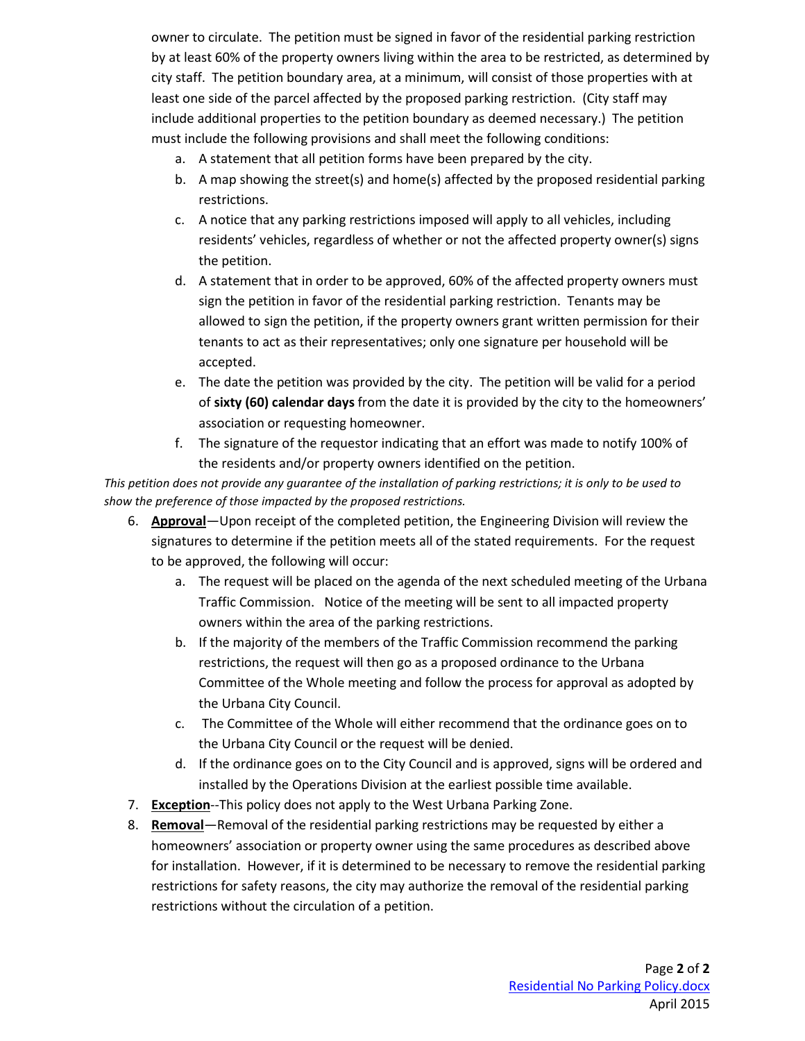owner to circulate. The petition must be signed in favor of the residential parking restriction by at least 60% of the property owners living within the area to be restricted, as determined by city staff. The petition boundary area, at a minimum, will consist of those properties with at least one side of the parcel affected by the proposed parking restriction. (City staff may include additional properties to the petition boundary as deemed necessary.) The petition must include the following provisions and shall meet the following conditions:

   a. A statement that all petition forms have been prepared by the city.
   b. A map showing the street(s) and home(s) affected by the proposed residential parking restrictions.
   c. A notice that any parking restrictions imposed will apply to all vehicles, including residents' vehicles, regardless of whether or not the affected property owner(s) signs the petition.
   d. A statement that in order to be approved, 60% of the affected property owners must sign the petition in favor of the residential parking restriction. Tenants may be allowed to sign the petition, if the property owners grant written permission for their tenants to act as their representatives; only one signature per household will be accepted.
   e. The date the petition was provided by the city. The petition will be valid for a period of **sixty (60) calendar days** from the date it is provided by the city to the homeowners' association or requesting homeowner.
   f. The signature of the requestor indicating that an effort was made to notify 100% of the residents and/or property owners identified on the petition.

*This petition does not provide any guarantee of the installation of parking restrictions; it is only to be used to show the preference of those impacted by the proposed restrictions.*

6. **Approval**—Upon receipt of the completed petition, the Engineering Division will review the signatures to determine if the petition meets all of the stated requirements. For the request to be approved, the following will occur:
   a. The request will be placed on the agenda of the next scheduled meeting of the Urbana Traffic Commission. Notice of the meeting will be sent to all impacted property owners within the area of the parking restrictions.
   b. If the majority of the members of the Traffic Commission recommend the parking restrictions, the request will then go as a proposed ordinance to the Urbana Committee of the Whole meeting and follow the process for approval as adopted by the Urbana City Council.
   c. The Committee of the Whole will either recommend that the ordinance goes on to the Urbana City Council or the request will be denied.
   d. If the ordinance goes on to the City Council and is approved, signs will be ordered and installed by the Operations Division at the earliest possible time available.
7. **Exception**--This policy does not apply to the West Urbana Parking Zone.
8. **Removal**—Removal of the residential parking restrictions may be requested by either a homeowners' association or property owner using the same procedures as described above for installation. However, if it is determined to be necessary to remove the residential parking restrictions for safety reasons, the city may authorize the removal of the residential parking restrictions without the circulation of a petition.

Residential No Parking Policy.docx
April 2015